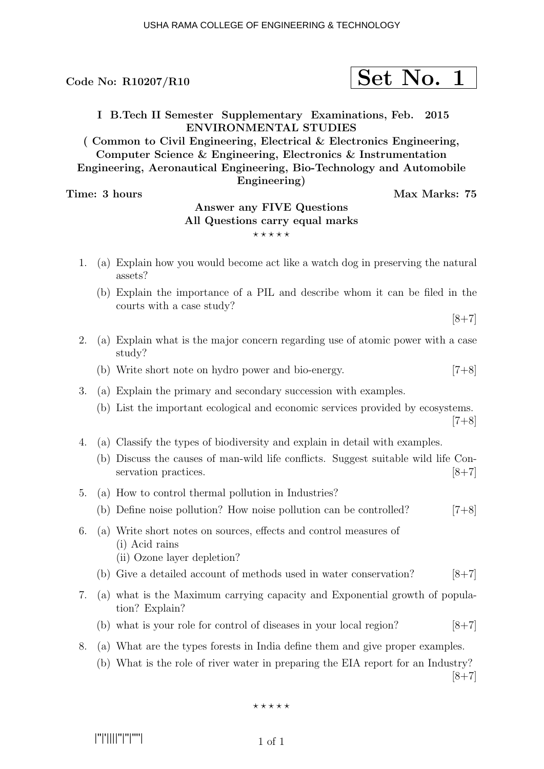Code No: R10207/R10

**Set No. 1**

**I B.Tech II Semester Supplementary Examinations, Feb. 2015**
**ENVIRONMENTAL STUDIES**
**( Common to Civil Engineering, Electrical & Electronics Engineering, Computer Science & Engineering, Electronics & Instrumentation Engineering, Aeronautical Engineering, Bio-Technology and Automobile Engineering)**

**Time: 3 hours** **Max Marks: 75**

**Answer any FIVE Questions**
**All Questions carry equal marks**

⋆ ⋆ ⋆ ⋆ ⋆

1. (a) Explain how you would become act like a watch dog in preserving the natural assets?
   (b) Explain the importance of a PIL and describe whom it can be filed in the courts with a case study? [8+7]

2. (a) Explain what is the major concern regarding use of atomic power with a case study?
   (b) Write short note on hydro power and bio-energy. [7+8]

3. (a) Explain the primary and secondary succession with examples.
   (b) List the important ecological and economic services provided by ecosystems. [7+8]

4. (a) Classify the types of biodiversity and explain in detail with examples.
   (b) Discuss the causes of man-wild life conflicts. Suggest suitable wild life Conservation practices. [8+7]

5. (a) How to control thermal pollution in Industries?
   (b) Define noise pollution? How noise pollution can be controlled? [7+8]

6. (a) Write short notes on sources, effects and control measures of
   (i) Acid rains
   (ii) Ozone layer depletion?
   (b) Give a detailed account of methods used in water conservation? [8+7]

7. (a) what is the Maximum carrying capacity and Exponential growth of population? Explain?
   (b) what is your role for control of diseases in your local region? [8+7]

8. (a) What are the types forests in India define them and give proper examples.
   (b) What is the role of river water in preparing the EIA report for an Industry? [8+7]

⋆ ⋆ ⋆ ⋆ ⋆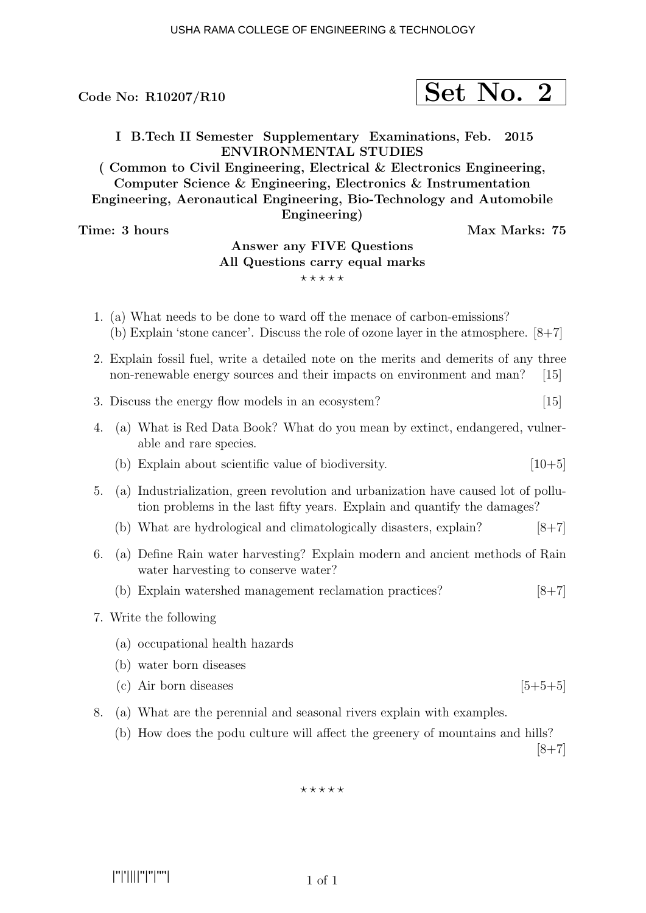Code No: R10207/R10

**Set No. 2**

**I B.Tech II Semester Supplementary Examinations, Feb. 2015**
**ENVIRONMENTAL STUDIES**
**( Common to Civil Engineering, Electrical & Electronics Engineering, Computer Science & Engineering, Electronics & Instrumentation Engineering, Aeronautical Engineering, Bio-Technology and Automobile Engineering)**

**Time: 3 hours** **Max Marks: 75**

**Answer any FIVE Questions**
**All Questions carry equal marks**

⋆ ⋆ ⋆ ⋆ ⋆

1. (a) What needs to be done to ward off the menace of carbon-emissions?
   (b) Explain 'stone cancer'. Discuss the role of ozone layer in the atmosphere. [8+7]

2. Explain fossil fuel, write a detailed note on the merits and demerits of any three non-renewable energy sources and their impacts on environment and man? [15]

3. Discuss the energy flow models in an ecosystem? [15]

4. (a) What is Red Data Book? What do you mean by extinct, endangered, vulnerable and rare species.
   (b) Explain about scientific value of biodiversity. [10+5]

5. (a) Industrialization, green revolution and urbanization have caused lot of pollution problems in the last fifty years. Explain and quantify the damages?
   (b) What are hydrological and climatologically disasters, explain? [8+7]

6. (a) Define Rain water harvesting? Explain modern and ancient methods of Rain water harvesting to conserve water?
   (b) Explain watershed management reclamation practices? [8+7]

7. Write the following
   (a) occupational health hazards
   (b) water born diseases
   (c) Air born diseases [5+5+5]

8. (a) What are the perennial and seasonal rivers explain with examples.
   (b) How does the podu culture will affect the greenery of mountains and hills? [8+7]

⋆ ⋆ ⋆ ⋆ ⋆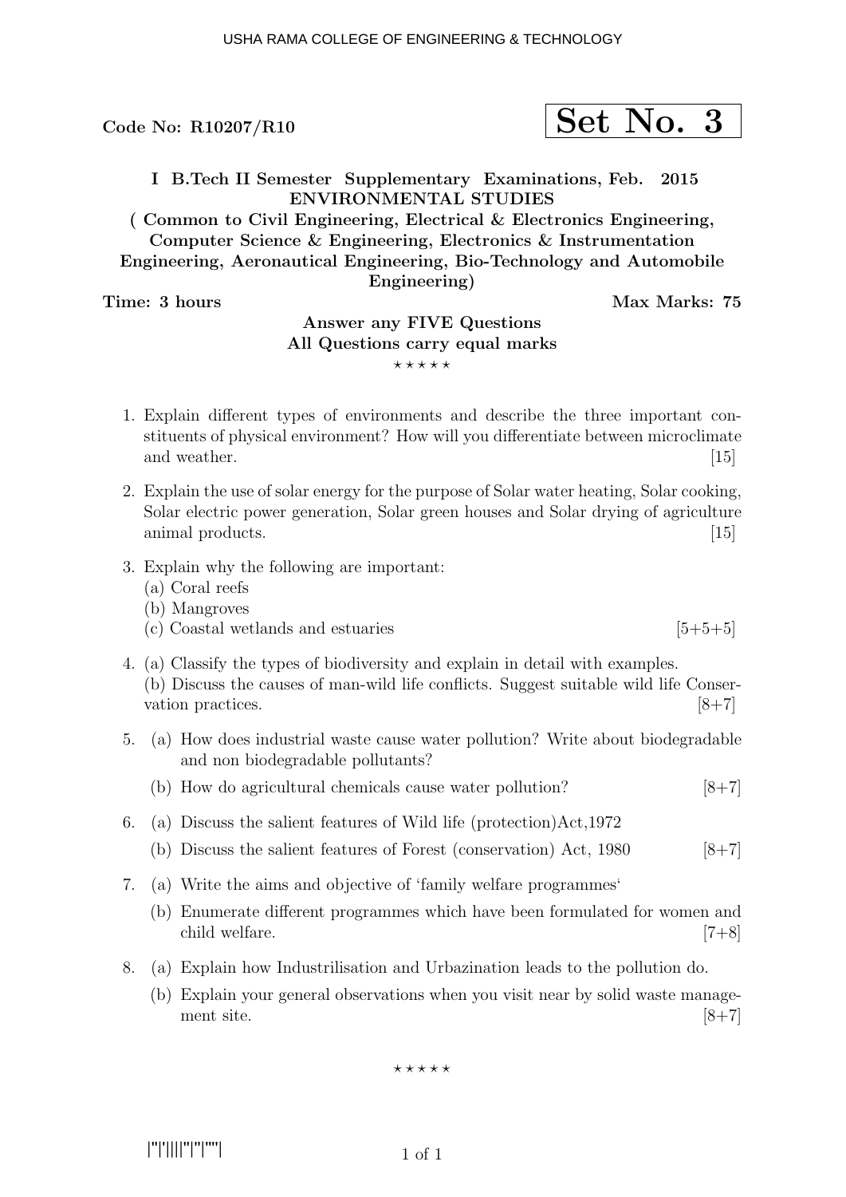Code No: R10207/R10

**Set No. 3**

**I B.Tech II Semester Supplementary Examinations, Feb. 2015**
**ENVIRONMENTAL STUDIES**
**( Common to Civil Engineering, Electrical & Electronics Engineering, Computer Science & Engineering, Electronics & Instrumentation Engineering, Aeronautical Engineering, Bio-Technology and Automobile Engineering)**

**Time: 3 hours** **Max Marks: 75**

**Answer any FIVE Questions**
**All Questions carry equal marks**

⋆ ⋆ ⋆ ⋆ ⋆

1. Explain different types of environments and describe the three important constituents of physical environment? How will you differentiate between microclimate and weather. [15]

2. Explain the use of solar energy for the purpose of Solar water heating, Solar cooking, Solar electric power generation, Solar green houses and Solar drying of agriculture animal products. [15]

3. Explain why the following are important:
   (a) Coral reefs
   (b) Mangroves
   (c) Coastal wetlands and estuaries [5+5+5]

4. (a) Classify the types of biodiversity and explain in detail with examples.
   (b) Discuss the causes of man-wild life conflicts. Suggest suitable wild life Conservation practices. [8+7]

5. (a) How does industrial waste cause water pollution? Write about biodegradable and non biodegradable pollutants?
   (b) How do agricultural chemicals cause water pollution? [8+7]

6. (a) Discuss the salient features of Wild life (protection)Act,1972
   (b) Discuss the salient features of Forest (conservation) Act, 1980 [8+7]

7. (a) Write the aims and objective of 'family welfare programmes'
   (b) Enumerate different programmes which have been formulated for women and child welfare. [7+8]

8. (a) Explain how Industrilisation and Urbazination leads to the pollution do.
   (b) Explain your general observations when you visit near by solid waste management site. [8+7]

⋆ ⋆ ⋆ ⋆ ⋆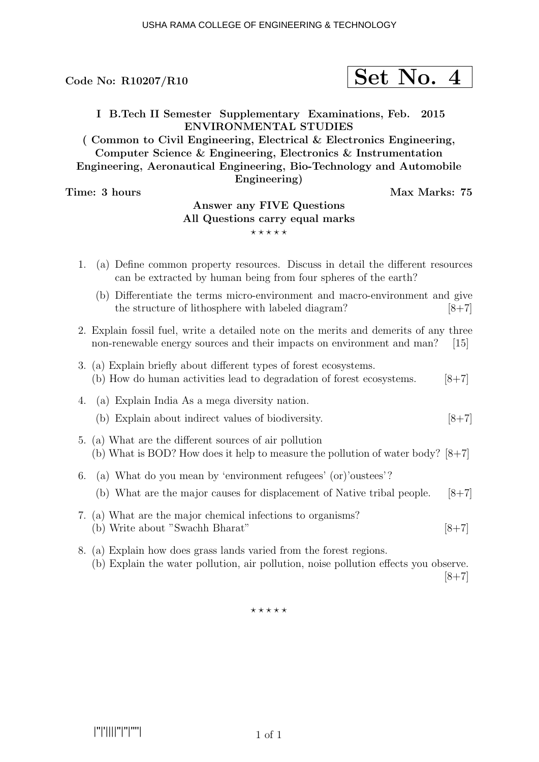Code No: R10207/R10

**Set No. 4**

**I B.Tech II Semester Supplementary Examinations, Feb. 2015**
**ENVIRONMENTAL STUDIES**
**( Common to Civil Engineering, Electrical & Electronics Engineering, Computer Science & Engineering, Electronics & Instrumentation Engineering, Aeronautical Engineering, Bio-Technology and Automobile Engineering)**

**Time: 3 hours** **Max Marks: 75**

**Answer any FIVE Questions**
**All Questions carry equal marks**

⋆ ⋆ ⋆ ⋆ ⋆

1. (a) Define common property resources. Discuss in detail the different resources can be extracted by human being from four spheres of the earth?
   (b) Differentiate the terms micro-environment and macro-environment and give the structure of lithosphere with labeled diagram? [8+7]

2. Explain fossil fuel, write a detailed note on the merits and demerits of any three non-renewable energy sources and their impacts on environment and man? [15]

3. (a) Explain briefly about different types of forest ecosystems.
   (b) How do human activities lead to degradation of forest ecosystems. [8+7]

4. (a) Explain India As a mega diversity nation.
   (b) Explain about indirect values of biodiversity. [8+7]

5. (a) What are the different sources of air pollution
   (b) What is BOD? How does it help to measure the pollution of water body? [8+7]

6. (a) What do you mean by 'environment refugees' (or)'oustees'?
   (b) What are the major causes for displacement of Native tribal people. [8+7]

7. (a) What are the major chemical infections to organisms?
   (b) Write about "Swachh Bharat" [8+7]

8. (a) Explain how does grass lands varied from the forest regions.
   (b) Explain the water pollution, air pollution, noise pollution effects you observe. [8+7]

⋆ ⋆ ⋆ ⋆ ⋆